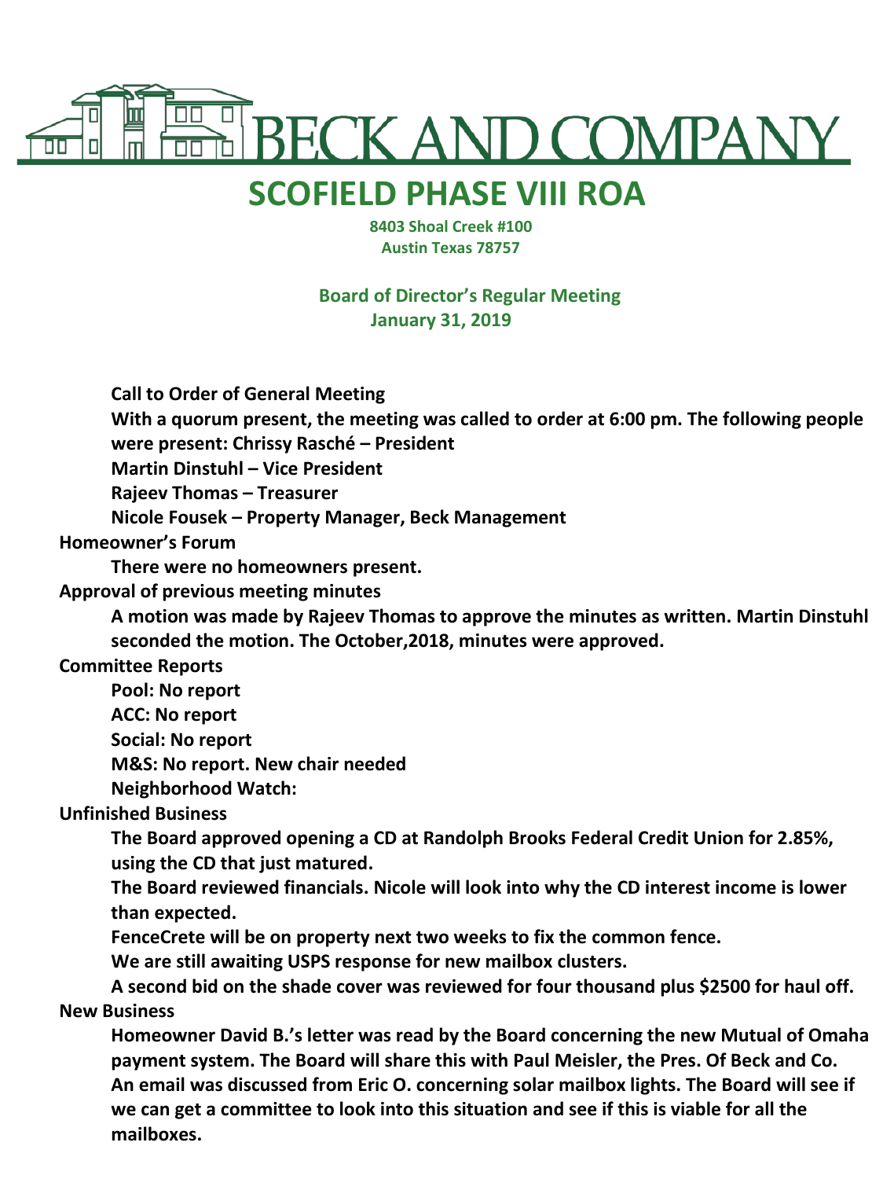# BECK AND COMPANY

# SCOFIELD PHASE VIII ROA

**8403 Shoal Creek #100**
**Austin Texas 78757**

**Board of Director's Regular Meeting**
**January 31, 2019**

**Call to Order of General Meeting**

**With a quorum present, the meeting was called to order at 6:00 pm. The following people were present: Chrissy Rasché – President**

**Martin Dinstuhl – Vice President**

**Rajeev Thomas – Treasurer**

**Nicole Fousek – Property Manager, Beck Management**

**Homeowner's Forum**

**There were no homeowners present.**

**Approval of previous meeting minutes**

**A motion was made by Rajeev Thomas to approve the minutes as written. Martin Dinstuhl seconded the motion. The October,2018, minutes were approved.**

**Committee Reports**

**Pool: No report**

**ACC: No report**

**Social: No report**

**M&S: No report. New chair needed**

**Neighborhood Watch:**

**Unfinished Business**

**The Board approved opening a CD at Randolph Brooks Federal Credit Union for 2.85%, using the CD that just matured.**

**The Board reviewed financials. Nicole will look into why the CD interest income is lower than expected.**

**FenceCrete will be on property next two weeks to fix the common fence.**

**We are still awaiting USPS response for new mailbox clusters.**

**A second bid on the shade cover was reviewed for four thousand plus $2500 for haul off.**

**New Business**

**Homeowner David B.'s letter was read by the Board concerning the new Mutual of Omaha payment system. The Board will share this with Paul Meisler, the Pres. Of Beck and Co.**

**An email was discussed from Eric O. concerning solar mailbox lights. The Board will see if we can get a committee to look into this situation and see if this is viable for all the mailboxes.**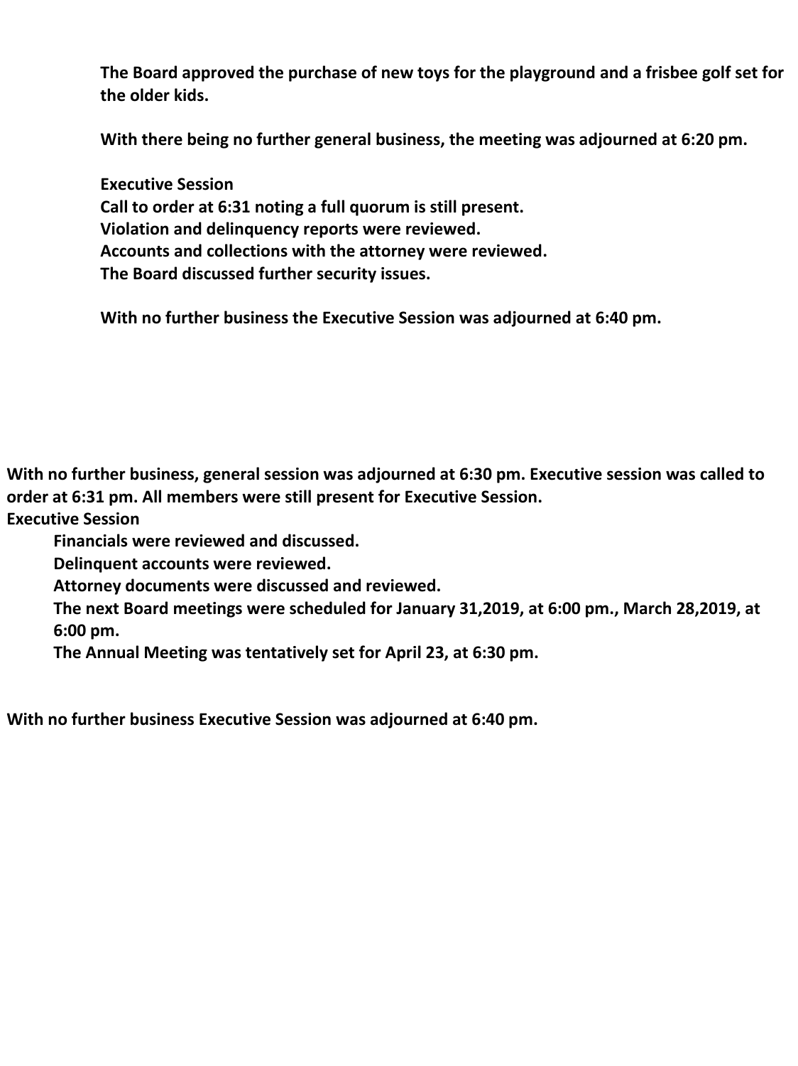**The Board approved the purchase of new toys for the playground and a frisbee golf set for the older kids.**

**With there being no further general business, the meeting was adjourned at 6:20 pm.**

**Executive Session**
**Call to order at 6:31 noting a full quorum is still present.**
**Violation and delinquency reports were reviewed.**
**Accounts and collections with the attorney were reviewed.**
**The Board discussed further security issues.**

**With no further business the Executive Session was adjourned at 6:40 pm.**

**With no further business, general session was adjourned at 6:30 pm. Executive session was called to order at 6:31 pm. All members were still present for Executive Session.**

**Executive Session**

**Financials were reviewed and discussed.**
**Delinquent accounts were reviewed.**
**Attorney documents were discussed and reviewed.**
**The next Board meetings were scheduled for January 31,2019, at 6:00 pm., March 28,2019, at 6:00 pm.**
**The Annual Meeting was tentatively set for April 23, at 6:30 pm.**

**With no further business Executive Session was adjourned at 6:40 pm.**